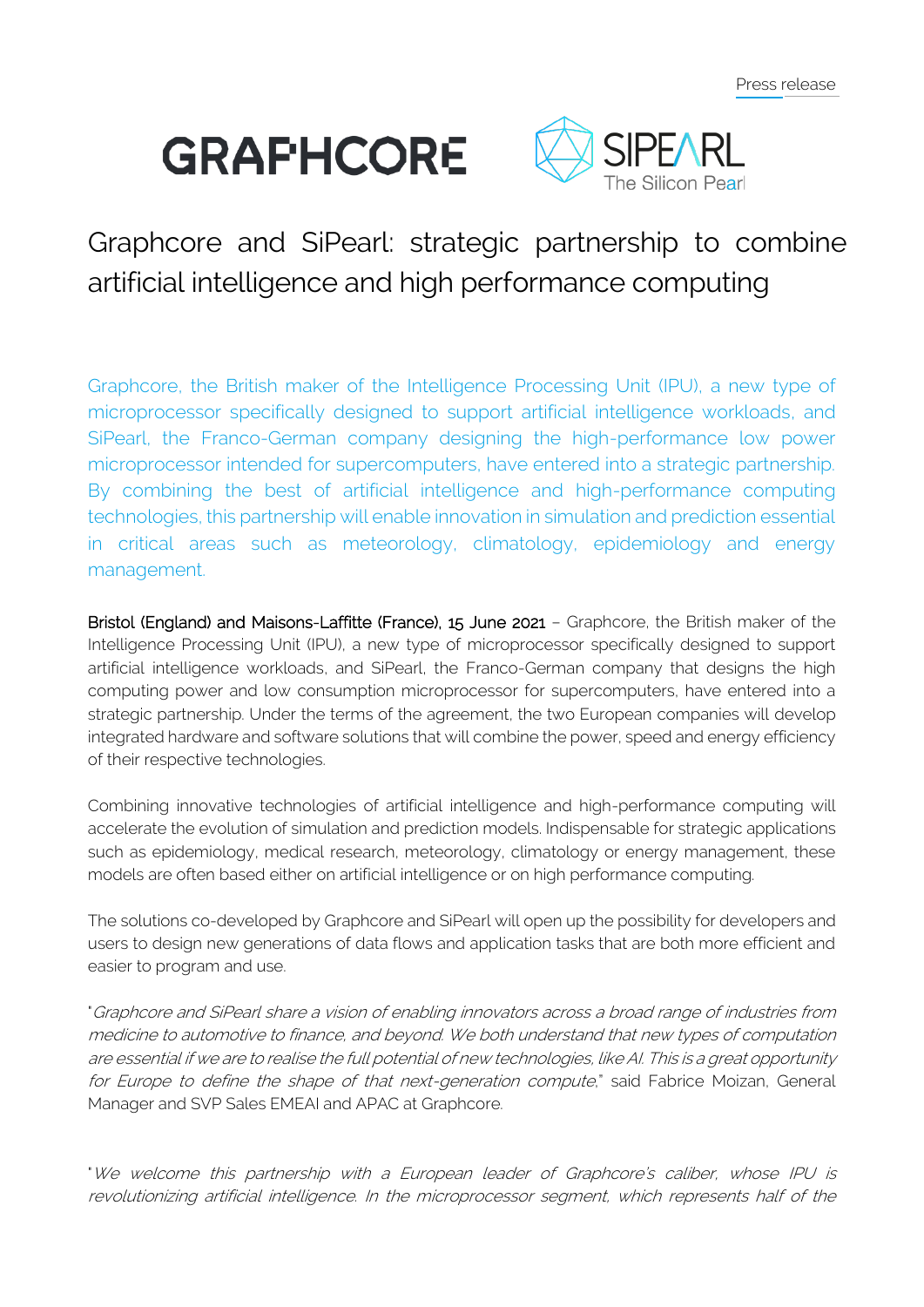Press release

GRAPHCORE SIPEARL The Silicon Pearl

# Graphcore and SiPearl: strategic partnership to combine artificial intelligence and high performance computing

Graphcore, the British maker of the Intelligence Processing Unit (IPU), a new type of microprocessor specifically designed to support artificial intelligence workloads, and SiPearl, the Franco-German company designing the high-performance low power microprocessor intended for supercomputers, have entered into a strategic partnership. By combining the best of artificial intelligence and high-performance computing technologies, this partnership will enable innovation in simulation and prediction essential in critical areas such as meteorology, climatology, epidemiology and energy management.

Bristol (England) and Maisons-Laffitte (France), 15 June 2021 – Graphcore, the British maker of the Intelligence Processing Unit (IPU), a new type of microprocessor specifically designed to support artificial intelligence workloads, and SiPearl, the Franco-German company that designs the high computing power and low consumption microprocessor for supercomputers, have entered into a strategic partnership. Under the terms of the agreement, the two European companies will develop integrated hardware and software solutions that will combine the power, speed and energy efficiency of their respective technologies.

Combining innovative technologies of artificial intelligence and high-performance computing will accelerate the evolution of simulation and prediction models. Indispensable for strategic applications such as epidemiology, medical research, meteorology, climatology or energy management, these models are often based either on artificial intelligence or on high performance computing.

The solutions co-developed by Graphcore and SiPearl will open up the possibility for developers and users to design new generations of data flows and application tasks that are both more efficient and easier to program and use.

"*Graphcore and SiPearl share a vision of enabling innovators across a broad range of industries from medicine to automotive to finance, and beyond. We both understand that new types of computation are essential if we are to realise the full potential of new technologies, like AI. This is a great opportunity for Europe to define the shape of that next-generation compute*," said Fabrice Moizan, General Manager and SVP Sales EMEAI and APAC at Graphcore.

"*We welcome this partnership with a European leader of Graphcore's caliber, whose IPU is revolutionizing artificial intelligence. In the microprocessor segment, which represents half of the*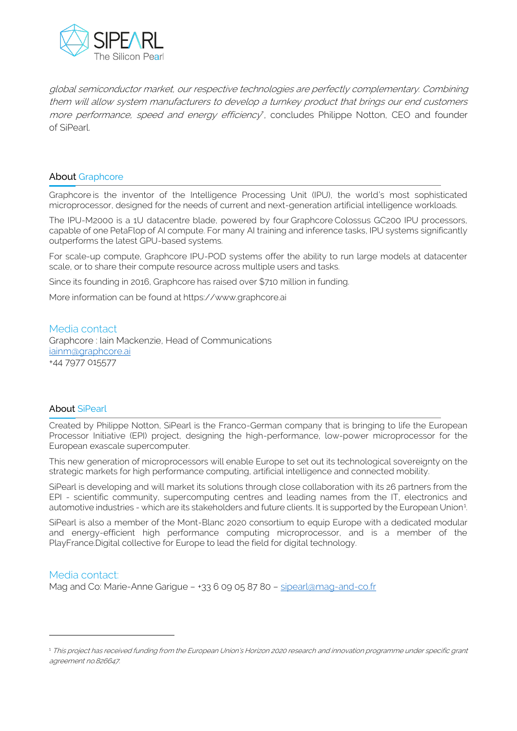*global semiconductor market, our respective technologies are perfectly complementary. Combining them will allow system manufacturers to develop a turnkey product that brings our end customers more performance, speed and energy efficiency*", concludes Philippe Notton, CEO and founder of SiPearl.

## About Graphcore

Graphcore is the inventor of the Intelligence Processing Unit (IPU), the world's most sophisticated microprocessor, designed for the needs of current and next-generation artificial intelligence workloads.

The IPU-M2000 is a 1U datacentre blade, powered by four Graphcore Colossus GC200 IPU processors, capable of one PetaFlop of AI compute. For many AI training and inference tasks, IPU systems significantly outperforms the latest GPU-based systems.

For scale-up compute, Graphcore IPU-POD systems offer the ability to run large models at datacenter scale, or to share their compute resource across multiple users and tasks.

Since its founding in 2016, Graphcore has raised over $710 million in funding.

More information can be found at https://www.graphcore.ai

### Media contact

Graphcore : Iain Mackenzie, Head of Communications
iainm@graphcore.ai
+44 7977 015577

## About SiPearl

Created by Philippe Notton, SiPearl is the Franco-German company that is bringing to life the European Processor Initiative (EPI) project, designing the high-performance, low-power microprocessor for the European exascale supercomputer.

This new generation of microprocessors will enable Europe to set out its technological sovereignty on the strategic markets for high performance computing, artificial intelligence and connected mobility.

SiPearl is developing and will market its solutions through close collaboration with its 26 partners from the EPI - scientific community, supercomputing centres and leading names from the IT, electronics and automotive industries - which are its stakeholders and future clients. It is supported by the European Union[1].

SiPearl is also a member of the Mont-Blanc 2020 consortium to equip Europe with a dedicated modular and energy-efficient high performance computing microprocessor, and is a member of the PlayFrance.Digital collective for Europe to lead the field for digital technology.

### Media contact:

Mag and Co: Marie-Anne Garigue – +33 6 09 05 87 80 – sipearl@mag-and-co.fr

---

[1] *This project has received funding from the European Union's Horizon 2020 research and innovation programme under specific grant agreement no.826647.*